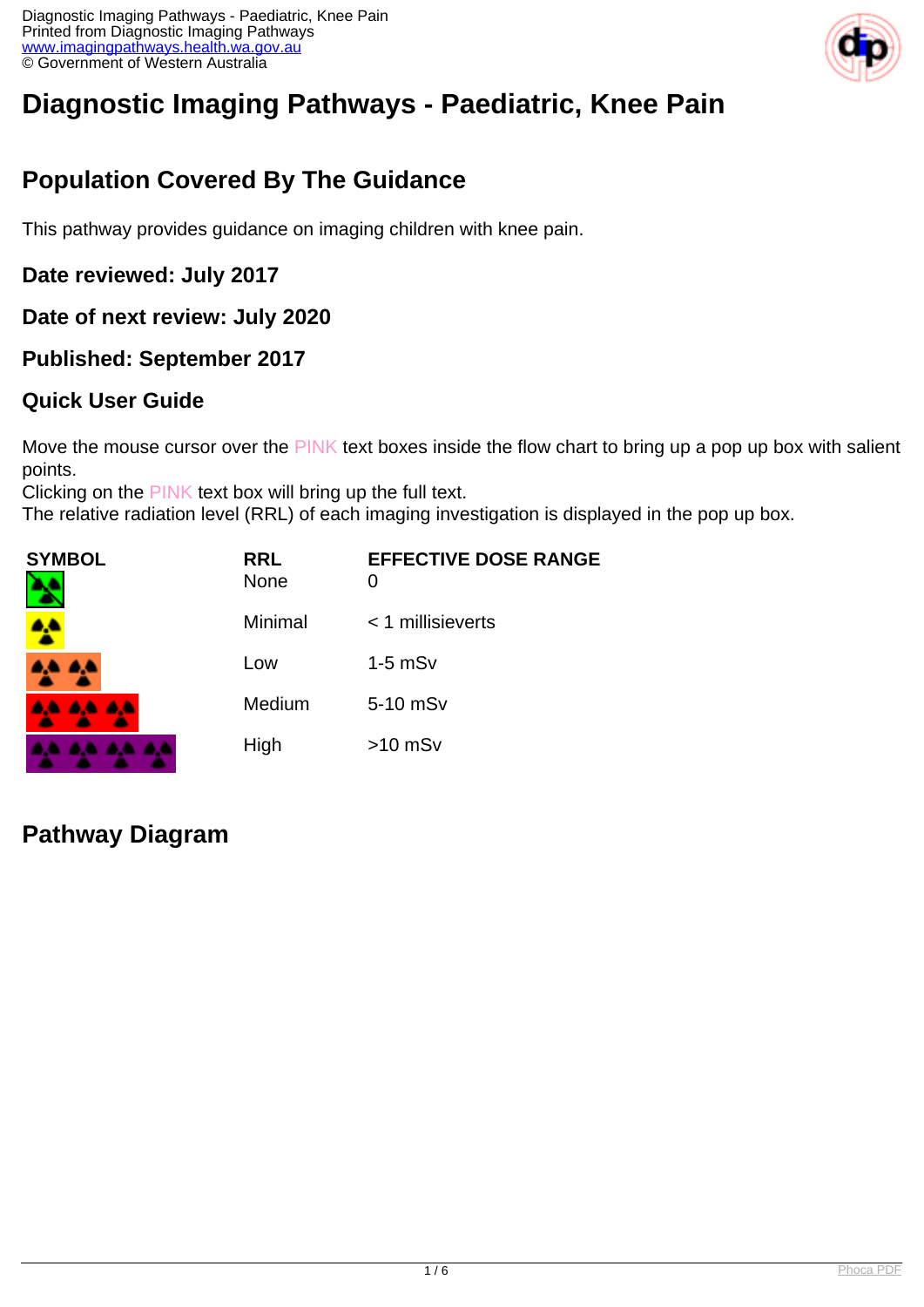# Diagnostic Imaging Pathways - Paediatric, Knee Pain

## Population Covered By The Guidance

This pathway provides guidance on imaging children with knee pain.

### Date reviewed: July 2017

### Date of next review: July 2020

### Published: September 2017

### Quick User Guide

Move the mouse cursor over the PINK text boxes inside the flow chart to bring up a pop up box with salient points.
Clicking on the PINK text box will bring up the full text.
The relative radiation level (RRL) of each imaging investigation is displayed in the pop up box.

| SYMBOL | RRL | EFFECTIVE DOSE RANGE |
|---|---|---|
| | None | 0 |
| | Minimal | < 1 millisieverts |
| | Low | 1-5 mSv |
| | Medium | 5-10 mSv |
| | High | >10 mSv |

## Pathway Diagram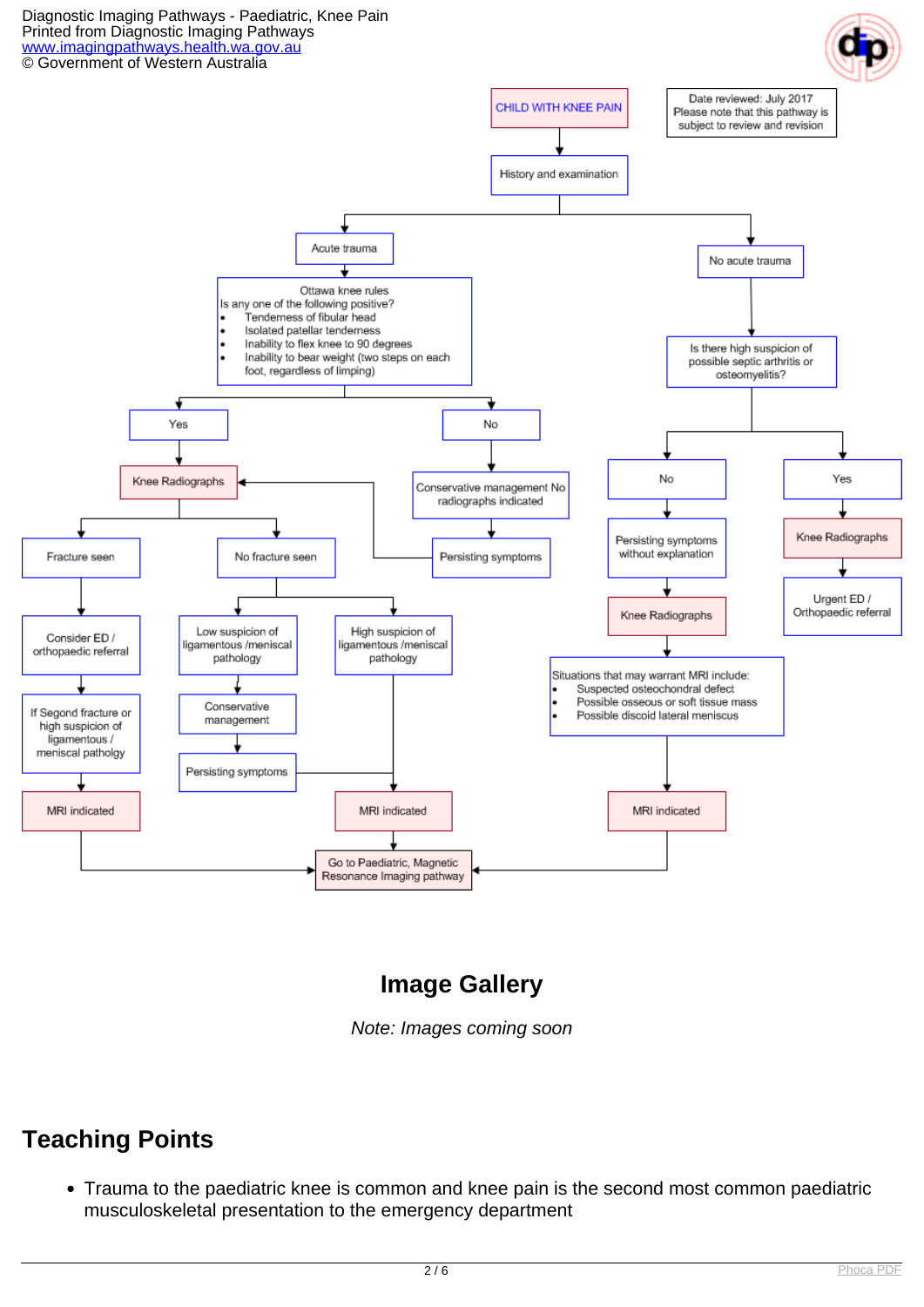CHILD WITH KNEE PAIN

Date reviewed: July 2017
Please note that this pathway is subject to review and revision

- History and examination
  - Acute trauma
    - Ottawa knee rules
      Is any one of the following positive?
      - Tenderness of fibular head
      - Isolated patellar tenderness
      - Inability to flex knee to 90 degrees
      - Inability to bear weight (two steps on each foot, regardless of limping)
    - Yes
      - Knee Radiographs
        - Fracture seen
          - Consider ED / orthopaedic referral
          - If Segond fracture or high suspicion of ligamentous / meniscal patholgy
          - MRI indicated
          - Go to Paediatric, Magnetic Resonance Imaging pathway
        - No fracture seen
          - Low suspicion of ligamentous /meniscal pathology
            - Conservative management
            - Persisting symptoms
            - MRI indicated
          - High suspicion of ligamentous /meniscal pathology
            - MRI indicated
            - Go to Paediatric, Magnetic Resonance Imaging pathway
    - No
      - Conservative management No radiographs indicated
      - Persisting symptoms
      - Knee Radiographs
  - No acute trauma
    - Is there high suspicion of possible septic arthritis or osteomyelitis?
      - No
        - Persisting symptoms without explanation
        - Knee Radiographs
        - Situations that may warrant MRI include:
          - Suspected osteochondral defect
          - Possible osseous or soft tissue mass
          - Possible discoid lateral meniscus
        - MRI indicated
        - Go to Paediatric, Magnetic Resonance Imaging pathway
      - Yes
        - Knee Radiographs
        - Urgent ED / Orthopaedic referral

## Image Gallery

*Note: Images coming soon*

## Teaching Points

- Trauma to the paediatric knee is common and knee pain is the second most common paediatric musculoskeletal presentation to the emergency department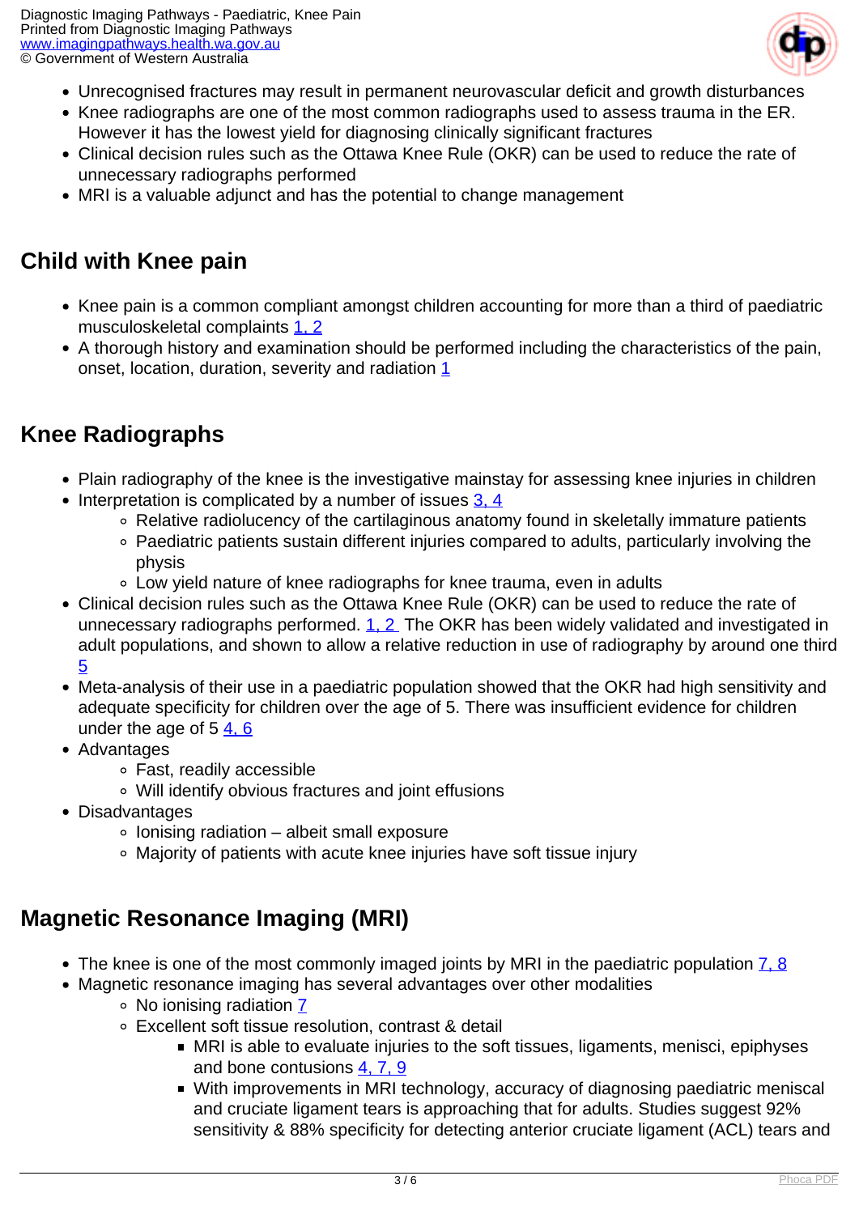- Unrecognised fractures may result in permanent neurovascular deficit and growth disturbances
- Knee radiographs are one of the most common radiographs used to assess trauma in the ER. However it has the lowest yield for diagnosing clinically significant fractures
- Clinical decision rules such as the Ottawa Knee Rule (OKR) can be used to reduce the rate of unnecessary radiographs performed
- MRI is a valuable adjunct and has the potential to change management

## Child with Knee pain

- Knee pain is a common compliant amongst children accounting for more than a third of paediatric musculoskeletal complaints 1, 2
- A thorough history and examination should be performed including the characteristics of the pain, onset, location, duration, severity and radiation 1

## Knee Radiographs

- Plain radiography of the knee is the investigative mainstay for assessing knee injuries in children
- Interpretation is complicated by a number of issues 3, 4
  - Relative radiolucency of the cartilaginous anatomy found in skeletally immature patients
  - Paediatric patients sustain different injuries compared to adults, particularly involving the physis
  - Low yield nature of knee radiographs for knee trauma, even in adults
- Clinical decision rules such as the Ottawa Knee Rule (OKR) can be used to reduce the rate of unnecessary radiographs performed. 1, 2 The OKR has been widely validated and investigated in adult populations, and shown to allow a relative reduction in use of radiography by around one third 5
- Meta-analysis of their use in a paediatric population showed that the OKR had high sensitivity and adequate specificity for children over the age of 5. There was insufficient evidence for children under the age of 5 4, 6
- Advantages
  - Fast, readily accessible
  - Will identify obvious fractures and joint effusions
- Disadvantages
  - Ionising radiation – albeit small exposure
  - Majority of patients with acute knee injuries have soft tissue injury

## Magnetic Resonance Imaging (MRI)

- The knee is one of the most commonly imaged joints by MRI in the paediatric population 7, 8
- Magnetic resonance imaging has several advantages over other modalities
  - No ionising radiation 7
  - Excellent soft tissue resolution, contrast & detail
    - MRI is able to evaluate injuries to the soft tissues, ligaments, menisci, epiphyses and bone contusions 4, 7, 9
    - With improvements in MRI technology, accuracy of diagnosing paediatric meniscal and cruciate ligament tears is approaching that for adults. Studies suggest 92% sensitivity & 88% specificity for detecting anterior cruciate ligament (ACL) tears and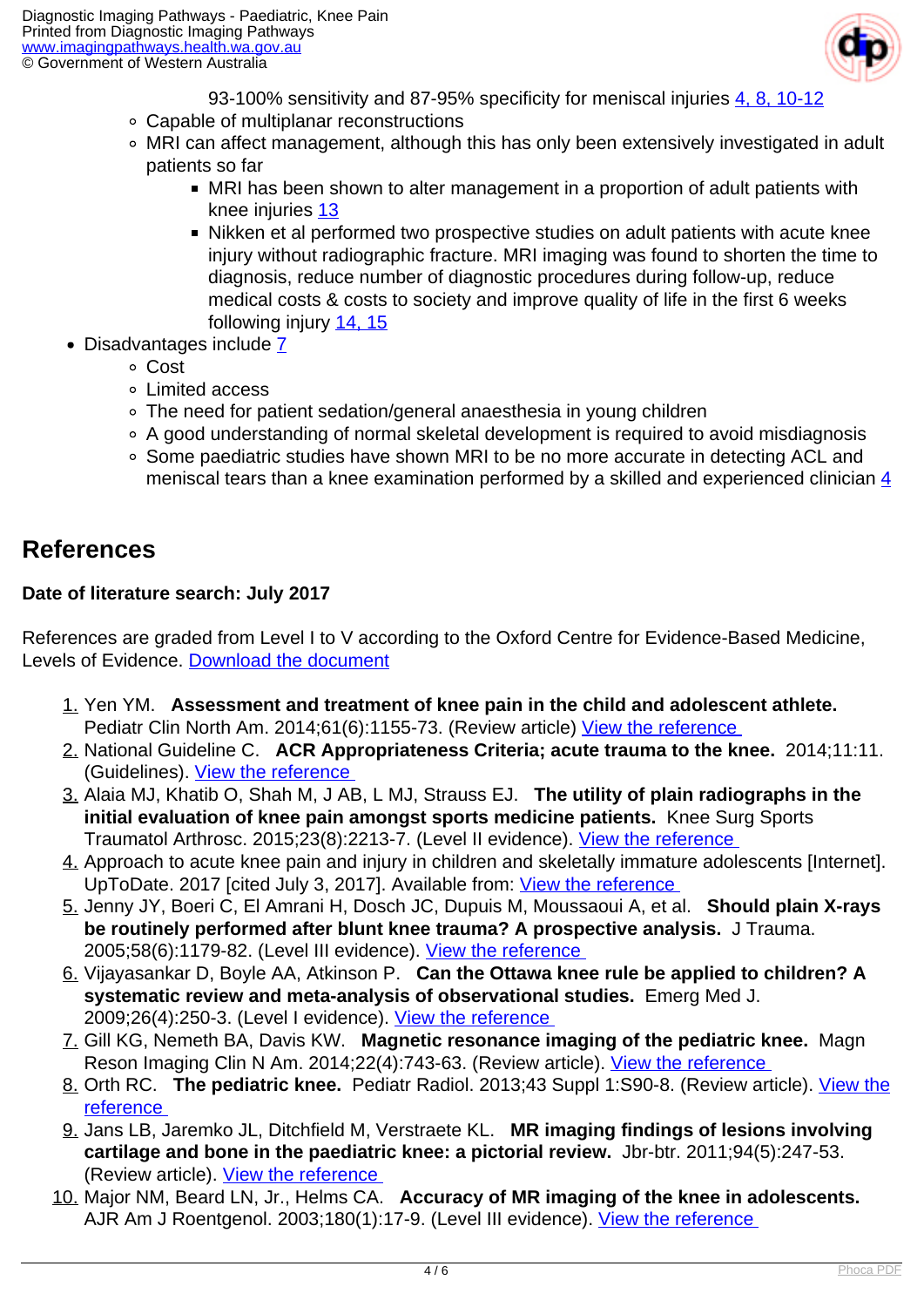93-100% sensitivity and 87-95% specificity for meniscal injuries 4, 8, 10-12

  - Capable of multiplanar reconstructions
  - MRI can affect management, although this has only been extensively investigated in adult patients so far
    - MRI has been shown to alter management in a proportion of adult patients with knee injuries 13
    - Nikken et al performed two prospective studies on adult patients with acute knee injury without radiographic fracture. MRI imaging was found to shorten the time to diagnosis, reduce number of diagnostic procedures during follow-up, reduce medical costs & costs to society and improve quality of life in the first 6 weeks following injury 14, 15
- Disadvantages include 7
  - Cost
  - Limited access
  - The need for patient sedation/general anaesthesia in young children
  - A good understanding of normal skeletal development is required to avoid misdiagnosis
  - Some paediatric studies have shown MRI to be no more accurate in detecting ACL and meniscal tears than a knee examination performed by a skilled and experienced clinician 4

## References

**Date of literature search: July 2017**

References are graded from Level I to V according to the Oxford Centre for Evidence-Based Medicine, Levels of Evidence. Download the document

1. Yen YM. **Assessment and treatment of knee pain in the child and adolescent athlete.** Pediatr Clin North Am. 2014;61(6):1155-73. (Review article) View the reference
2. National Guideline C. **ACR Appropriateness Criteria; acute trauma to the knee.** 2014;11:11. (Guidelines). View the reference
3. Alaia MJ, Khatib O, Shah M, J AB, L MJ, Strauss EJ. **The utility of plain radiographs in the initial evaluation of knee pain amongst sports medicine patients.** Knee Surg Sports Traumatol Arthrosc. 2015;23(8):2213-7. (Level II evidence). View the reference
4. Approach to acute knee pain and injury in children and skeletally immature adolescents [Internet]. UpToDate. 2017 [cited July 3, 2017]. Available from: View the reference
5. Jenny JY, Boeri C, El Amrani H, Dosch JC, Dupuis M, Moussaoui A, et al. **Should plain X-rays be routinely performed after blunt knee trauma? A prospective analysis.** J Trauma. 2005;58(6):1179-82. (Level III evidence). View the reference
6. Vijayasankar D, Boyle AA, Atkinson P. **Can the Ottawa knee rule be applied to children? A systematic review and meta-analysis of observational studies.** Emerg Med J. 2009;26(4):250-3. (Level I evidence). View the reference
7. Gill KG, Nemeth BA, Davis KW. **Magnetic resonance imaging of the pediatric knee.** Magn Reson Imaging Clin N Am. 2014;22(4):743-63. (Review article). View the reference
8. Orth RC. **The pediatric knee.** Pediatr Radiol. 2013;43 Suppl 1:S90-8. (Review article). View the reference
9. Jans LB, Jaremko JL, Ditchfield M, Verstraete KL. **MR imaging findings of lesions involving cartilage and bone in the paediatric knee: a pictorial review.** Jbr-btr. 2011;94(5):247-53. (Review article). View the reference
10. Major NM, Beard LN, Jr., Helms CA. **Accuracy of MR imaging of the knee in adolescents.** AJR Am J Roentgenol. 2003;180(1):17-9. (Level III evidence). View the reference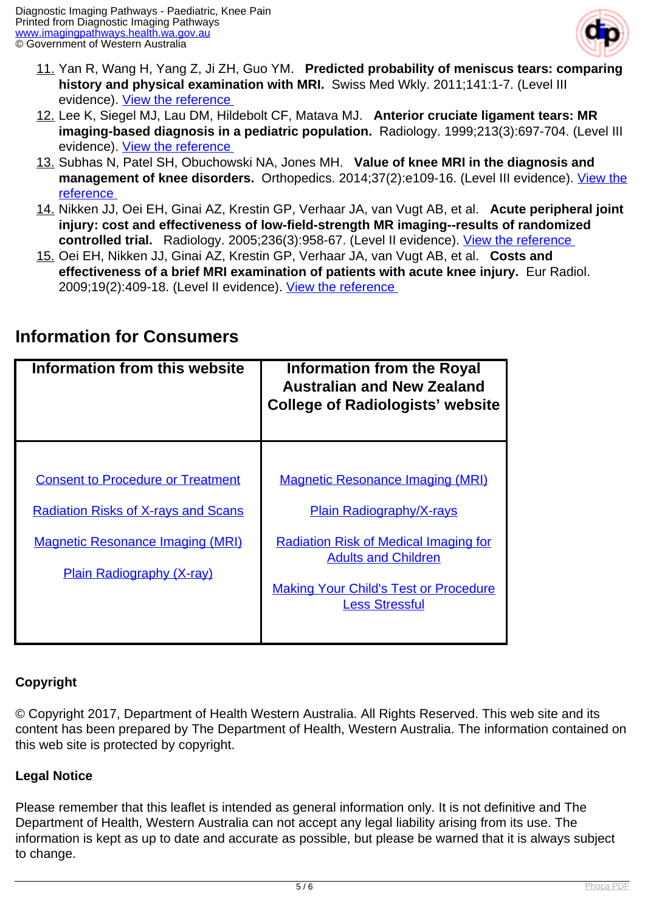11. Yan R, Wang H, Yang Z, Ji ZH, Guo YM. **Predicted probability of meniscus tears: comparing history and physical examination with MRI.** Swiss Med Wkly. 2011;141:1-7. (Level III evidence). View the reference
12. Lee K, Siegel MJ, Lau DM, Hildebolt CF, Matava MJ. **Anterior cruciate ligament tears: MR imaging-based diagnosis in a pediatric population.** Radiology. 1999;213(3):697-704. (Level III evidence). View the reference
13. Subhas N, Patel SH, Obuchowski NA, Jones MH. **Value of knee MRI in the diagnosis and management of knee disorders.** Orthopedics. 2014;37(2):e109-16. (Level III evidence). View the reference
14. Nikken JJ, Oei EH, Ginai AZ, Krestin GP, Verhaar JA, van Vugt AB, et al. **Acute peripheral joint injury: cost and effectiveness of low-field-strength MR imaging--results of randomized controlled trial.** Radiology. 2005;236(3):958-67. (Level II evidence). View the reference
15. Oei EH, Nikken JJ, Ginai AZ, Krestin GP, Verhaar JA, van Vugt AB, et al. **Costs and effectiveness of a brief MRI examination of patients with acute knee injury.** Eur Radiol. 2009;19(2):409-18. (Level II evidence). View the reference

## Information for Consumers

| Information from this website | Information from the Royal Australian and New Zealand College of Radiologists' website |
|---|---|
| Consent to Procedure or Treatment<br><br>Radiation Risks of X-rays and Scans<br><br>Magnetic Resonance Imaging (MRI)<br><br>Plain Radiography (X-ray) | Magnetic Resonance Imaging (MRI)<br><br>Plain Radiography/X-rays<br><br>Radiation Risk of Medical Imaging for Adults and Children<br><br>Making Your Child's Test or Procedure Less Stressful |

**Copyright**

© Copyright 2017, Department of Health Western Australia. All Rights Reserved. This web site and its content has been prepared by The Department of Health, Western Australia. The information contained on this web site is protected by copyright.

**Legal Notice**

Please remember that this leaflet is intended as general information only. It is not definitive and The Department of Health, Western Australia can not accept any legal liability arising from its use. The information is kept as up to date and accurate as possible, but please be warned that it is always subject to change.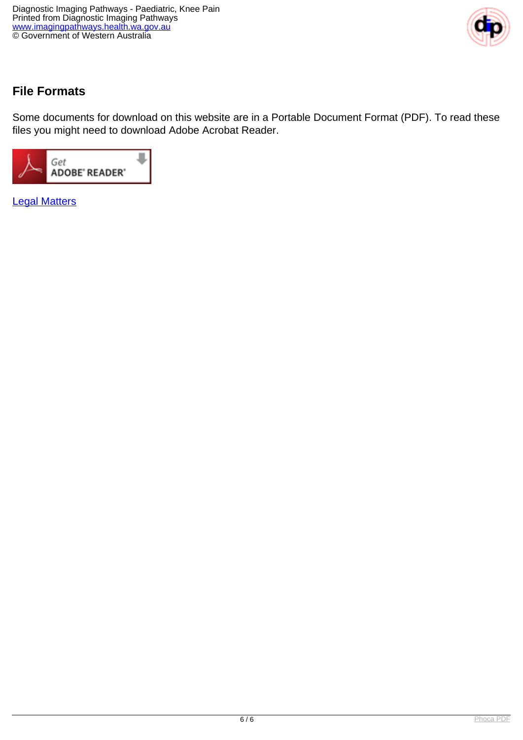## File Formats

Some documents for download on this website are in a Portable Document Format (PDF). To read these files you might need to download Adobe Acrobat Reader.

Legal Matters